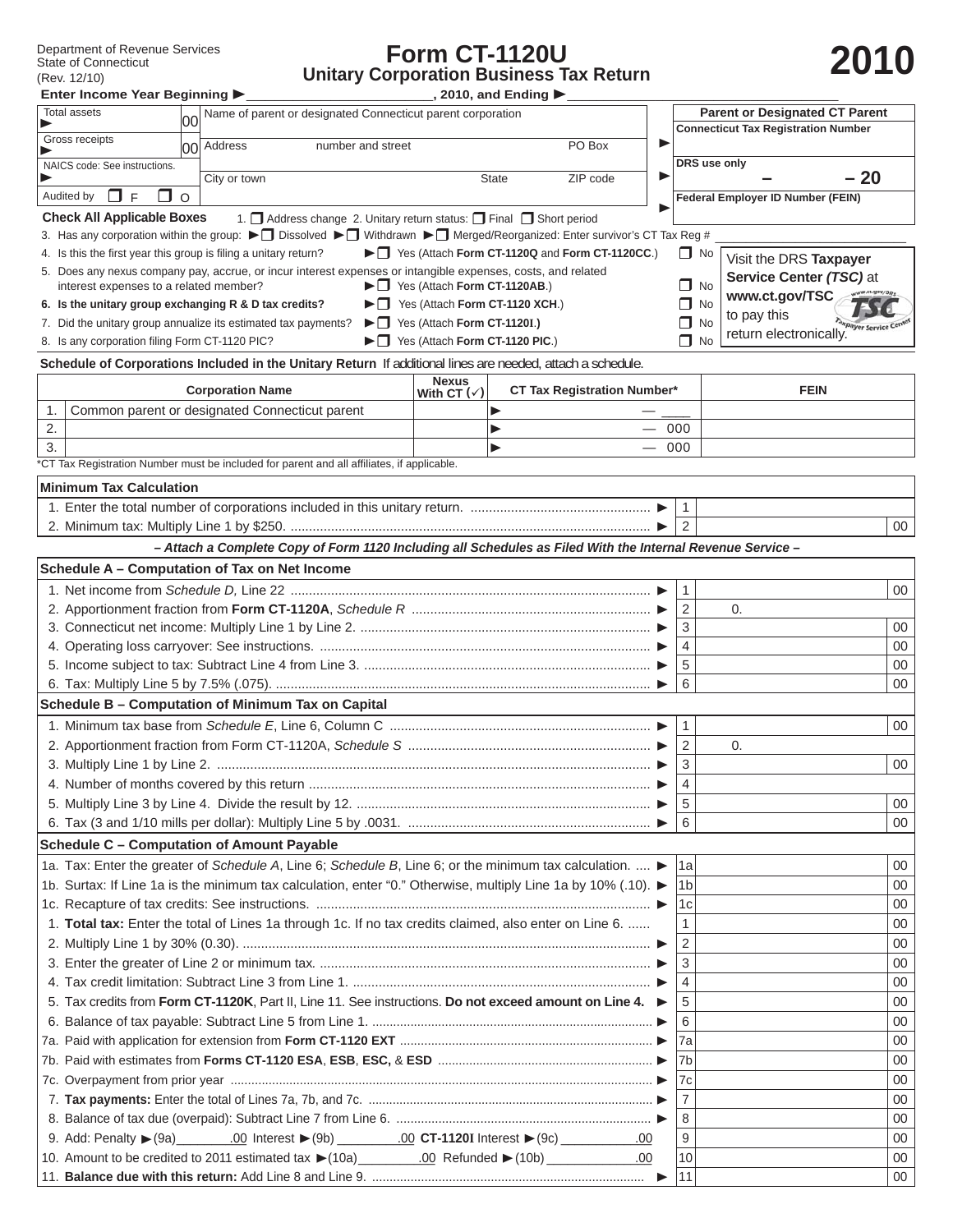Department of Revenue Services
State of Connecticut
(Rev. 12/10)

# Form CT-1120U
## Unitary Corporation Business Tax Return

# 2010

**Enter Income Year Beginning ►** \_\_\_\_\_\_\_\_\_\_\_\_\_\_\_\_\_\_\_\_\_\_\_\_, **2010, and Ending ►** \_\_\_\_\_\_\_\_\_\_\_\_\_\_\_\_\_\_\_\_\_\_\_\_

| | | |
|---|---|---|
| Total assets ► 00 | Name of parent or designated Connecticut parent corporation | **Parent or Designated CT Parent** **Connecticut Tax Registration Number** ► |
| Gross receipts ► 00 | Address number and street PO Box | DRS use only – – 20 ► |
| NAICS code: See instructions. ► | City or town State ZIP code | **Federal Employer ID Number (FEIN)** ► |
| Audited by ❒ F ❒ O | | |

**Check All Applicable Boxes** 1. ❒ Address change 2. Unitary return status: ❒ Final ❒ Short period

3. Has any corporation within the group: ► ❒ Dissolved ► ❒ Withdrawn ► ❒ Merged/Reorganized: Enter survivor's CT Tax Reg # \_\_\_\_\_\_\_\_\_\_

4. Is this the first year this group is filing a unitary return? ► ❒ Yes (Attach **Form CT-1120Q** and **Form CT-1120CC**.) ❒ No

5. Does any nexus company pay, accrue, or incur interest expenses or intangible expenses, costs, and related interest expenses to a related member? ► ❒ Yes (Attach **Form CT-1120AB**.) ❒ No

6. **Is the unitary group exchanging R & D tax credits?** ► ❒ Yes (Attach **Form CT-1120 XCH**.) ❒ No

7. Did the unitary group annualize its estimated tax payments? ► ❒ Yes (Attach **Form CT-1120I**.) ❒ No

8. Is any corporation filing Form CT-1120 PIC? ► ❒ Yes (Attach **Form CT-1120 PIC**.) ❒ No

Visit the DRS **Taxpayer Service Center** *(TSC)* at **www.ct.gov/TSC** to pay this return electronically.

**Schedule of Corporations Included in the Unitary Return** If additional lines are needed, attach a schedule.

| | Corporation Name | Nexus With CT (✓) | CT Tax Registration Number* | FEIN |
|---|---|---|---|---|
| 1. | Common parent or designated Connecticut parent | | ► — \_\_\_\_ | |
| 2. | | | ► — 000 | |
| 3. | | | ► — 000 | |

*CT Tax Registration Number must be included for parent and all affiliates, if applicable.

| **Minimum Tax Calculation** | | |
|---|---|---|
| 1. Enter the total number of corporations included in this unitary return. ► | 1 | |
| 2. Minimum tax: Multiply Line 1 by $250. ► | 2 | 00 |

***– Attach a Complete Copy of Form 1120 Including all Schedules as Filed With the Internal Revenue Service –***

| **Schedule A – Computation of Tax on Net Income** | | |
|---|---|---|
| 1. Net income from *Schedule D,* Line 22 ► | 1 | 00 |
| 2. Apportionment fraction from **Form CT-1120A**, *Schedule R* ► | 2 | 0. |
| 3. Connecticut net income: Multiply Line 1 by Line 2. ► | 3 | 00 |
| 4. Operating loss carryover: See instructions. ► | 4 | 00 |
| 5. Income subject to tax: Subtract Line 4 from Line 3. ► | 5 | 00 |
| 6. Tax: Multiply Line 5 by 7.5% (.075). ► | 6 | 00 |

| **Schedule B – Computation of Minimum Tax on Capital** | | |
|---|---|---|
| 1. Minimum tax base from *Schedule E*, Line 6, Column C ► | 1 | 00 |
| 2. Apportionment fraction from Form CT-1120A, *Schedule S* ► | 2 | 0. |
| 3. Multiply Line 1 by Line 2. ► | 3 | 00 |
| 4. Number of months covered by this return ► | 4 | |
| 5. Multiply Line 3 by Line 4. Divide the result by 12. ► | 5 | 00 |
| 6. Tax (3 and 1/10 mills per dollar): Multiply Line 5 by .0031. ► | 6 | 00 |

| **Schedule C – Computation of Amount Payable** | | |
|---|---|---|
| 1a. Tax: Enter the greater of *Schedule A*, Line 6; *Schedule B*, Line 6; or the minimum tax calculation. ► | 1a | 00 |
| 1b. Surtax: If Line 1a is the minimum tax calculation, enter "0." Otherwise, multiply Line 1a by 10% (.10). ► | 1b | 00 |
| 1c. Recapture of tax credits: See instructions. ► | 1c | 00 |
| 1. **Total tax:** Enter the total of Lines 1a through 1c. If no tax credits claimed, also enter on Line 6. | 1 | 00 |
| 2. Multiply Line 1 by 30% (0.30). ► | 2 | 00 |
| 3. Enter the greater of Line 2 or minimum tax. ► | 3 | 00 |
| 4. Tax credit limitation: Subtract Line 3 from Line 1. ► | 4 | 00 |
| 5. Tax credits from **Form CT-1120K**, Part II, Line 11. See instructions. **Do not exceed amount on Line 4.** ► | 5 | 00 |
| 6. Balance of tax payable: Subtract Line 5 from Line 1. ► | 6 | 00 |
| 7a. Paid with application for extension from **Form CT-1120 EXT** ► | 7a | 00 |
| 7b. Paid with estimates from **Forms CT-1120 ESA**, **ESB**, **ESC,** & **ESD** ► | 7b | 00 |
| 7c. Overpayment from prior year ► | 7c | 00 |
| 7. **Tax payments:** Enter the total of Lines 7a, 7b, and 7c. ► | 7 | 00 |
| 8. Balance of tax due (overpaid): Subtract Line 7 from Line 6. ► | 8 | 00 |
| 9. Add: Penalty ►(9a)\_\_\_\_\_\_.00 Interest ►(9b) \_\_\_\_\_\_.00 **CT-1120I** Interest ►(9c) \_\_\_\_\_\_.00 | 9 | 00 |
| 10. Amount to be credited to 2011 estimated tax ►(10a)\_\_\_\_\_\_.00 Refunded ►(10b) \_\_\_\_\_\_.00 | 10 | 00 |
| 11. **Balance due with this return:** Add Line 8 and Line 9. ► | 11 | 00 |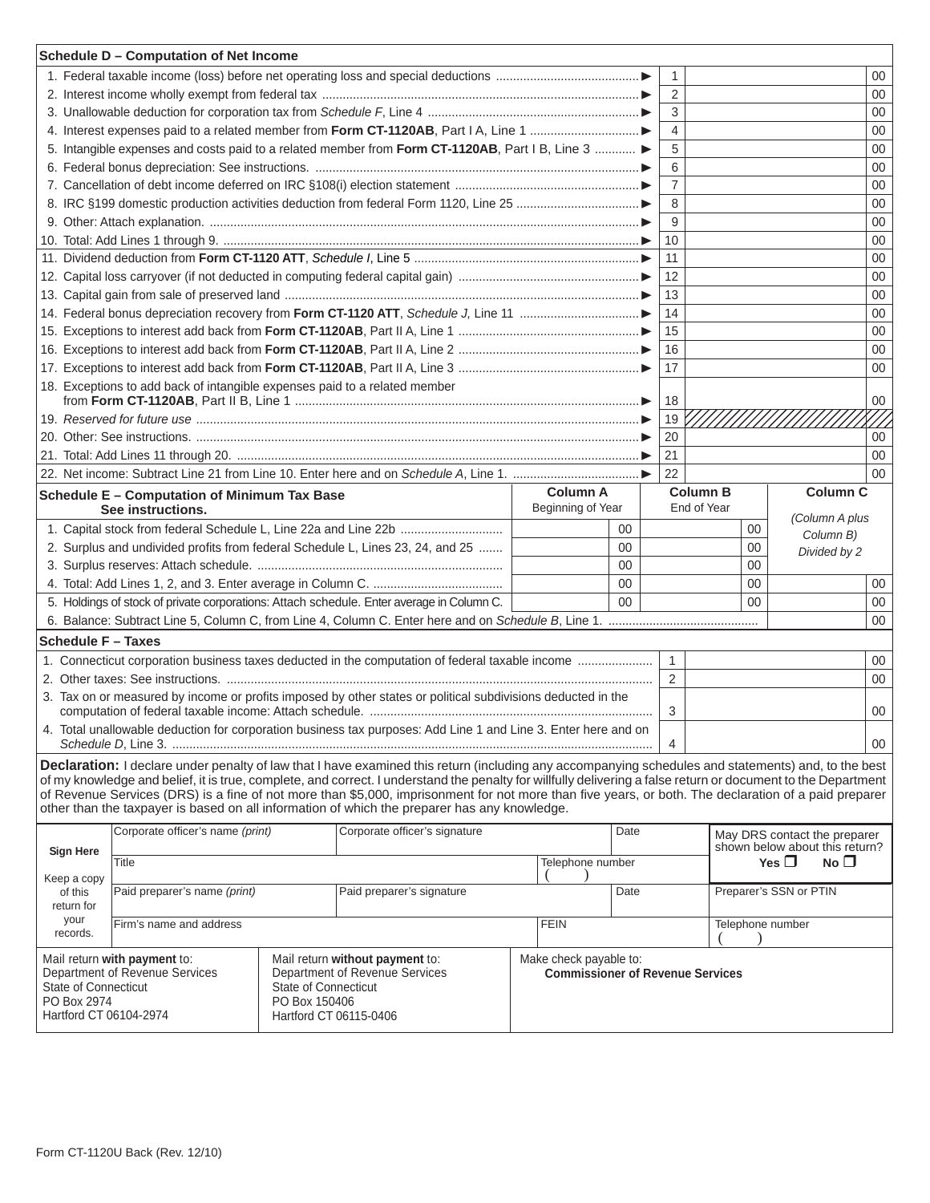## Schedule D – Computation of Net Income

| | | | |
|---|---|---|---|
| 1. Federal taxable income (loss) before net operating loss and special deductions ▶ | 1 | | 00 |
| 2. Interest income wholly exempt from federal tax ▶ | 2 | | 00 |
| 3. Unallowable deduction for corporation tax from *Schedule F*, Line 4 ▶ | 3 | | 00 |
| 4. Interest expenses paid to a related member from **Form CT-1120AB**, Part I A, Line 1 ▶ | 4 | | 00 |
| 5. Intangible expenses and costs paid to a related member from **Form CT-1120AB**, Part I B, Line 3 ▶ | 5 | | 00 |
| 6. Federal bonus depreciation: See instructions. ▶ | 6 | | 00 |
| 7. Cancellation of debt income deferred on IRC §108(i) election statement ▶ | 7 | | 00 |
| 8. IRC §199 domestic production activities deduction from federal Form 1120, Line 25 ▶ | 8 | | 00 |
| 9. Other: Attach explanation. ▶ | 9 | | 00 |
| 10. Total: Add Lines 1 through 9. ▶ | 10 | | 00 |
| 11. Dividend deduction from **Form CT-1120 ATT**, *Schedule I*, Line 5 ▶ | 11 | | 00 |
| 12. Capital loss carryover (if not deducted in computing federal capital gain) ▶ | 12 | | 00 |
| 13. Capital gain from sale of preserved land ▶ | 13 | | 00 |
| 14. Federal bonus depreciation recovery from **Form CT-1120 ATT**, *Schedule J*, Line 11 ▶ | 14 | | 00 |
| 15. Exceptions to interest add back from **Form CT-1120AB**, Part II A, Line 1 ▶ | 15 | | 00 |
| 16. Exceptions to interest add back from **Form CT-1120AB**, Part II A, Line 2 ▶ | 16 | | 00 |
| 17. Exceptions to interest add back from **Form CT-1120AB**, Part II A, Line 3 ▶ | 17 | | 00 |
| 18. Exceptions to add back of intangible expenses paid to a related member from **Form CT-1120AB**, Part II B, Line 1 ▶ | 18 | | 00 |
| 19. *Reserved for future use* ▶ | 19 | | |
| 20. Other: See instructions. ▶ | 20 | | 00 |
| 21. Total: Add Lines 11 through 20. ▶ | 21 | | 00 |
| 22. Net income: Subtract Line 21 from Line 10. Enter here and on *Schedule A*, Line 1. ▶ | 22 | | 00 |

## Schedule E – Computation of Minimum Tax Base
**See instructions.**

| | Column A Beginning of Year | Column B End of Year | Column C *(Column A plus Column B) Divided by 2* |
|---|---|---|---|
| 1. Capital stock from federal Schedule L, Line 22a and Line 22b | 00 | 00 | |
| 2. Surplus and undivided profits from federal Schedule L, Lines 23, 24, and 25 | 00 | 00 | |
| 3. Surplus reserves: Attach schedule. | 00 | 00 | |
| 4. Total: Add Lines 1, 2, and 3. Enter average in Column C. | 00 | 00 | 00 |
| 5. Holdings of stock of private corporations: Attach schedule. Enter average in Column C. | 00 | 00 | 00 |
| 6. Balance: Subtract Line 5, Column C, from Line 4, Column C. Enter here and on *Schedule B*, Line 1. | | | 00 |

## Schedule F – Taxes

| | | | |
|---|---|---|---|
| 1. Connecticut corporation business taxes deducted in the computation of federal taxable income | 1 | | 00 |
| 2. Other taxes: See instructions. | 2 | | 00 |
| 3. Tax on or measured by income or profits imposed by other states or political subdivisions deducted in the computation of federal taxable income: Attach schedule. | 3 | | 00 |
| 4. Total unallowable deduction for corporation business tax purposes: Add Line 1 and Line 3. Enter here and on *Schedule D*, Line 3. | 4 | | 00 |

**Declaration:** I declare under penalty of law that I have examined this return (including any accompanying schedules and statements) and, to the best of my knowledge and belief, it is true, complete, and correct. I understand the penalty for willfully delivering a false return or document to the Department of Revenue Services (DRS) is a fine of not more than $5,000, imprisonment for not more than five years, or both. The declaration of a paid preparer other than the taxpayer is based on all information of which the preparer has any knowledge.

| | | | | | |
|---|---|---|---|---|---|
| **Sign Here** | Corporate officer's name *(print)* | Corporate officer's signature | | Date | May DRS contact the preparer shown below about this return? **Yes** ☐ **No** ☐ |
| Keep a copy of this return for your records. | Title | | Telephone number ( ) | | |
| | Paid preparer's name *(print)* | Paid preparer's signature | | Date | Preparer's SSN or PTIN |
| | Firm's name and address | | FEIN | | Telephone number ( ) |

Mail return **with payment** to:
Department of Revenue Services
State of Connecticut
PO Box 2974
Hartford CT 06104-2974

Mail return **without payment** to:
Department of Revenue Services
State of Connecticut
PO Box 150406
Hartford CT 06115-0406

Make check payable to:
**Commissioner of Revenue Services**

Form CT-1120U Back (Rev. 12/10)